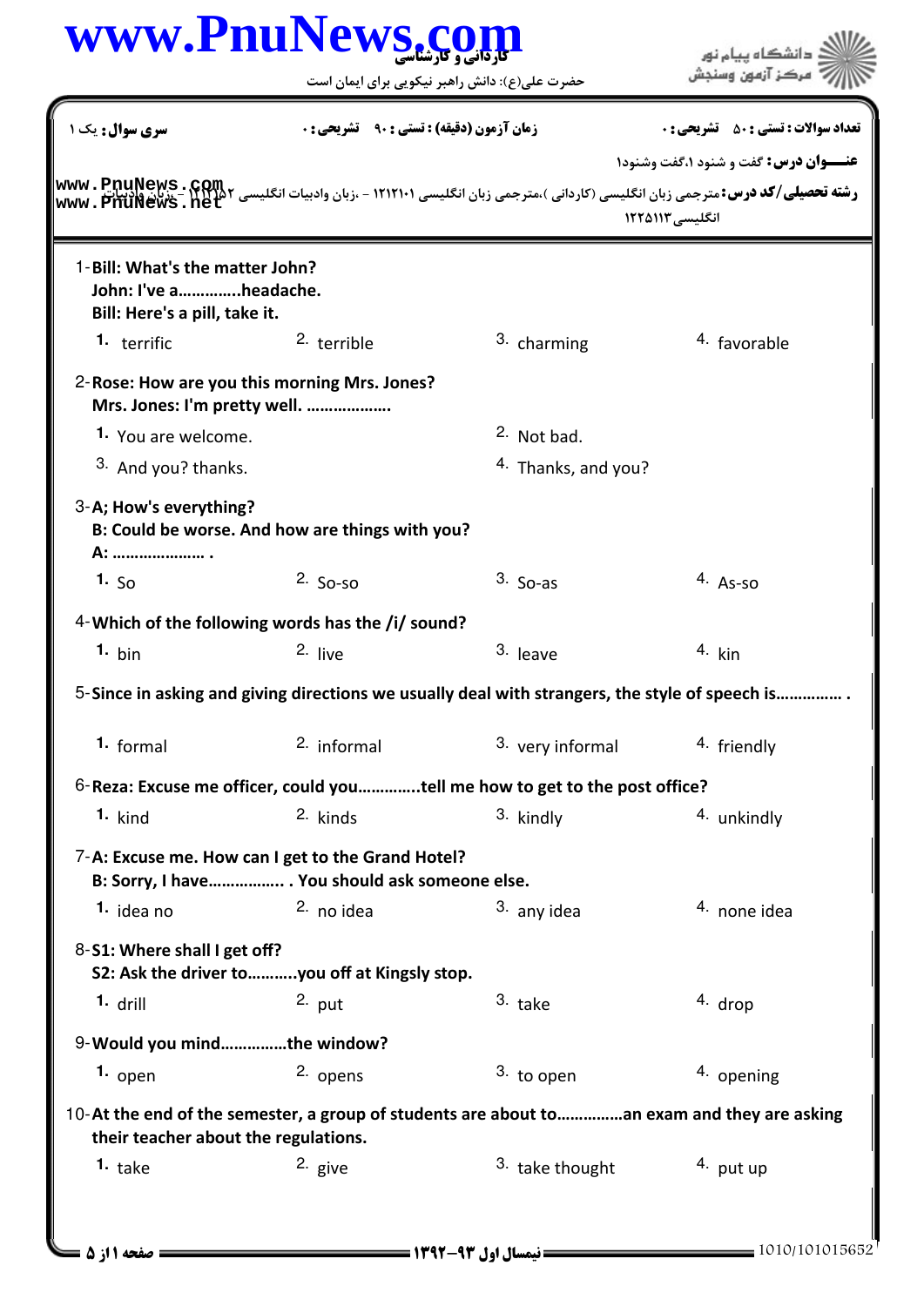www.PnuNews.com

کاردانی و کارشناسی

حضرت علی(ع): دانش راهبر نیکویی برای ایمان است

دانشگاه پیام نور
مرکز آزمون وسنجش

**سری سوال:** یک ۱ | **زمان آزمون (دقیقه) : تستی :** ۹۰ **تشریحی :** ۰ | **تعداد سوالات : تستی :** ۵۰ **تشریحی :** ۰

**عنــــوان درس:** گفت و شنود ۱،گفت وشنود۱

**رشته تحصیلی/کد درس:** مترجمی زبان انگلیسی (کاردانی )،مترجمی زبان انگلیسی ۱۲۱۲۱۰۱ - ،زبان وادبیات انگلیسی ۱۲۱۲۱۵۲ - ،زبان وادبیات انگلیسی ۱۲۲۵۱۱۳

www.PnuNews.com
www.PnuNews.net

1-**Bill: What's the matter John?**
**John: I've a…………..headache.**
**Bill: Here's a pill, take it.**

1. terrific
2. terrible
3. charming
4. favorable

2-**Rose: How are you this morning Mrs. Jones?**
**Mrs. Jones: I'm pretty well. ……………….**

1. You are welcome.
2. Not bad.
3. And you? thanks.
4. Thanks, and you?

3-**A; How's everything?**
**B: Could be worse. And how are things with you?**
**A: ………………… .**

1. So
2. So-so
3. So-as
4. As-so

4-**Which of the following words has the /i/ sound?**

1. bin
2. live
3. leave
4. kin

5-**Since in asking and giving directions we usually deal with strangers, the style of speech is…………… .**

1. formal
2. informal
3. very informal
4. friendly

6-**Reza: Excuse me officer, could you………….tell me how to get to the post office?**

1. kind
2. kinds
3. kindly
4. unkindly

7-**A: Excuse me. How can I get to the Grand Hotel?**
**B: Sorry, I have…………….. . You should ask someone else.**

1. idea no
2. no idea
3. any idea
4. none idea

8-**S1: Where shall I get off?**
**S2: Ask the driver to……….you off at Kingsly stop.**

1. drill
2. put
3. take
4. drop

9-**Would you mind……………the window?**

1. open
2. opens
3. to open
4. opening

10-**At the end of the semester, a group of students are about to……………an exam and they are asking their teacher about the regulations.**

1. take
2. give
3. take thought
4. put up

نیمسال اول ۹۳-۱۳۹۲

1010/101015652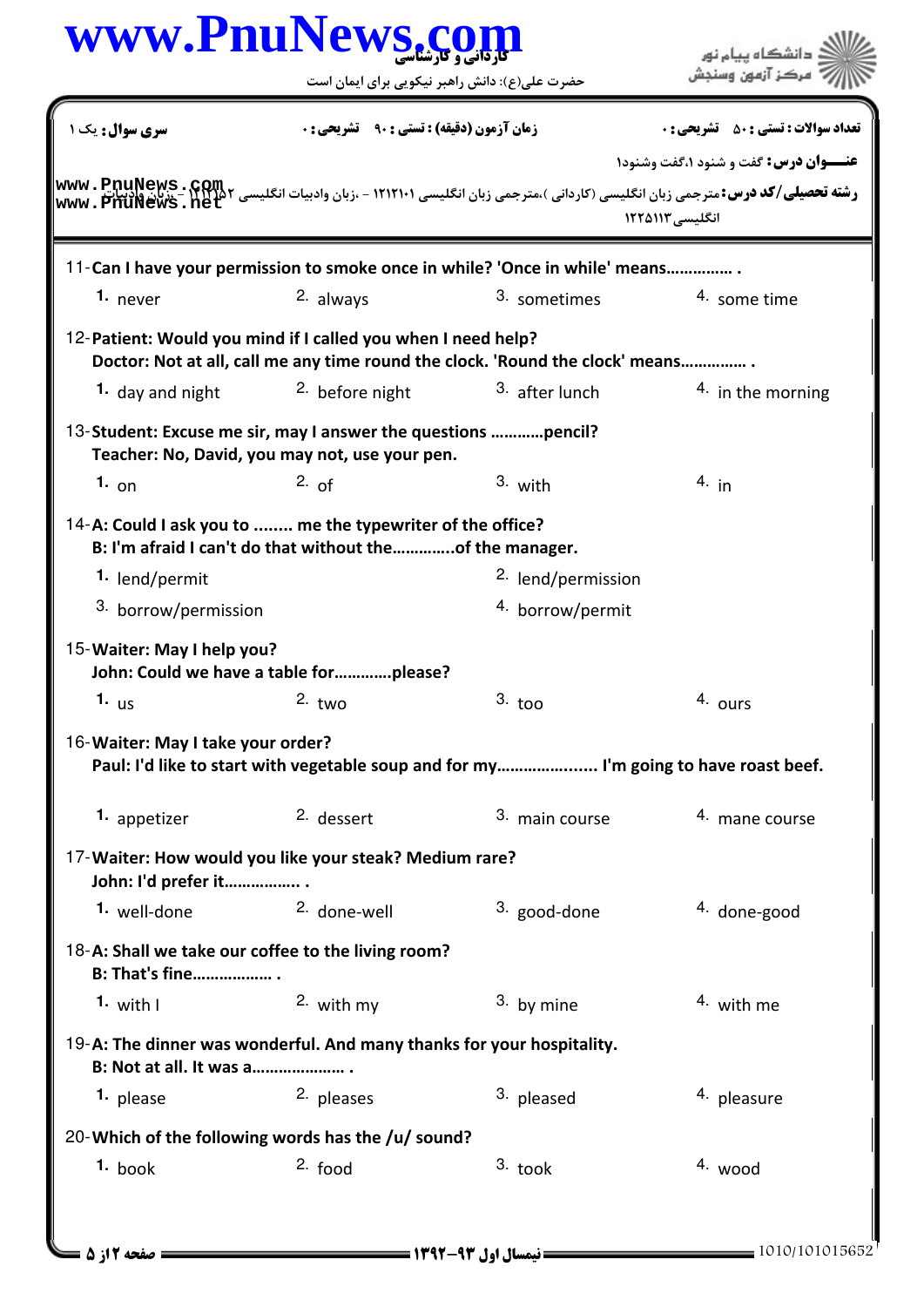**سری سوال:** یک ۱ | **زمان آزمون (دقیقه) : تستی :** ۹۰ **تشریحی :** ۰ | **تعداد سوالات : تستی :** ۵۰ **تشریحی :** ۰

**عنـــوان درس:** گفت و شنود ۱،گفت وشنود۱

**رشته تحصیلی/کد درس:** مترجمی زبان انگلیسی (کاردانی )،مترجمی زبان انگلیسی ۱۲۱۲۱۰۱ - ،زبان وادبیات انگلیسی ۱۲۱۲۱۵۲ - ،زبان وادبیات انگلیسی ۱۲۲۵۱۱۳

11- **Can I have your permission to smoke once in while? 'Once in while' means.............. .**

1. never
2. always
3. sometimes
4. some time

12- **Patient: Would you mind if I called you when I need help?**
**Doctor: Not at all, call me any time round the clock. 'Round the clock' means.............. .**

1. day and night
2. before night
3. after lunch
4. in the morning

13- **Student: Excuse me sir, may I answer the questions ............pencil?**
**Teacher: No, David, you may not, use your pen.**

1. on
2. of
3. with
4. in

14- **A: Could I ask you to ........ me the typewriter of the office?**
**B: I'm afraid I can't do that without the.............of the manager.**

1. lend/permit
2. lend/permission
3. borrow/permission
4. borrow/permit

15- **Waiter: May I help you?**
**John: Could we have a table for.............please?**

1. us
2. two
3. too
4. ours

16- **Waiter: May I take your order?**
**Paul: I'd like to start with vegetable soup and for my.................... I'm going to have roast beef.**

1. appetizer
2. dessert
3. main course
4. mane course

17- **Waiter: How would you like your steak? Medium rare?**
**John: I'd prefer it................ .**

1. well-done
2. done-well
3. good-done
4. done-good

18- **A: Shall we take our coffee to the living room?**
**B: That's fine.................. .**

1. with I
2. with my
3. by mine
4. with me

19- **A: The dinner was wonderful. And many thanks for your hospitality.**
**B: Not at all. It was a..................... .**

1. please
2. pleases
3. pleased
4. pleasure

20- **Which of the following words has the /u/ sound?**

1. book
2. food
3. took
4. wood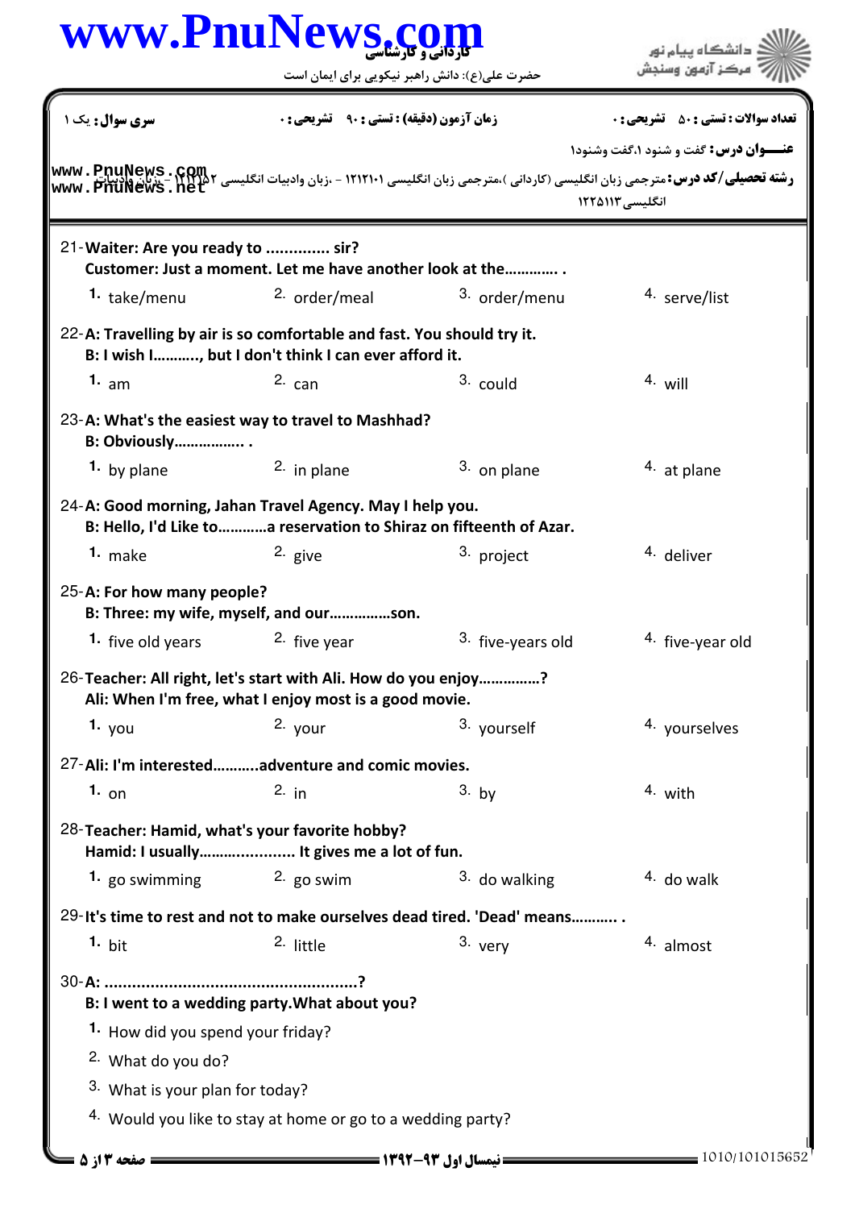21-Waiter: Are you ready to .............. sir?
Customer: Just a moment. Let me have another look at the............ .

1. take/menu
2. order/meal
3. order/menu
4. serve/list

22-A: Travelling by air is so comfortable and fast. You should try it.
B: I wish I..........., but I don't think I can ever afford it.

1. am
2. can
3. could
4. will

23-A: What's the easiest way to travel to Mashhad?
B: Obviously................ .

1. by plane
2. in plane
3. on plane
4. at plane

24-A: Good morning, Jahan Travel Agency. May I help you.
B: Hello, I'd Like to............a reservation to Shiraz on fifteenth of Azar.

1. make
2. give
3. project
4. deliver

25-A: For how many people?
B: Three: my wife, myself, and our..............son.

1. five old years
2. five year
3. five-years old
4. five-year old

26-Teacher: All right, let's start with Ali. How do you enjoy..............?
Ali: When I'm free, what I enjoy most is a good movie.

1. you
2. your
3. yourself
4. yourselves

27-Ali: I'm interested...........adventure and comic movies.

1. on
2. in
3. by
4. with

28-Teacher: Hamid, what's your favorite hobby?
Hamid: I usually..................... It gives me a lot of fun.

1. go swimming
2. go swim
3. do walking
4. do walk

29-It's time to rest and not to make ourselves dead tired. 'Dead' means........... .

1. bit
2. little
3. very
4. almost

30-A: ......................................................?
B: I went to a wedding party.What about you?

1. How did you spend your friday?
2. What do you do?
3. What is your plan for today?
4. Would you like to stay at home or go to a wedding party?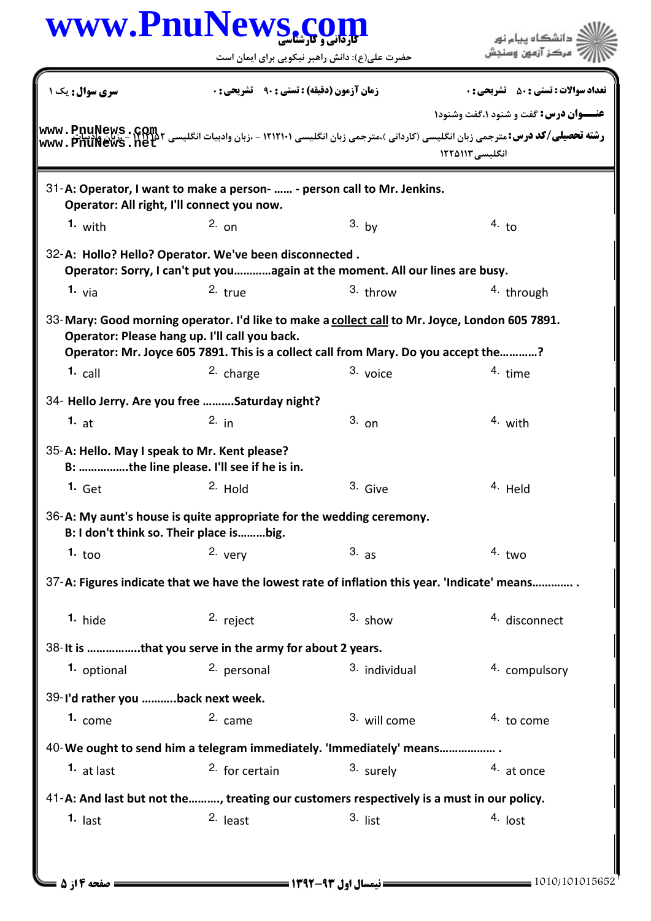**سری سوال:** یک ۱ | **زمان آزمون (دقیقه) : تستی : ۹۰ تشریحی : ۰** | **تعداد سوالات : تستی : ۵۰ تشریحی : ۰**

**عنـــوان درس:** گفت و شنود ۱،گفت وشنود۱

**رشته تحصیلی/کد درس:** مترجمی زبان انگلیسی (کاردانی )،مترجمی زبان انگلیسی ۱۲۱۲۱۰۱ - ،زبان وادبیات انگلیسی ۱۲۱۲۱۵۲ - ،زبان وادبیات انگلیسی ۱۲۲۵۱۱۳

31- **A: Operator, I want to make a person- …… - person call to Mr. Jenkins.**
**Operator: All right, I'll connect you now.**

1. with
2. on
3. by
4. to

32- **A: Hollo? Hello? Operator. We've been disconnected .**
**Operator: Sorry, I can't put you…………again at the moment. All our lines are busy.**

1. via
2. true
3. throw
4. through

33- **Mary: Good morning operator. I'd like to make a <u>collect call</u> to Mr. Joyce, London 605 7891.**
**Operator: Please hang up. I'll call you back.**
**Operator: Mr. Joyce 605 7891. This is a collect call from Mary. Do you accept the…………?**

1. call
2. charge
3. voice
4. time

34- **Hello Jerry. Are you free ……….Saturday night?**

1. at
2. in
3. on
4. with

35- **A: Hello. May I speak to Mr. Kent please?**
**B: …………….the line please. I'll see if he is in.**

1. Get
2. Hold
3. Give
4. Held

36- **A: My aunt's house is quite appropriate for the wedding ceremony.**
**B: I don't think so. Their place is………big.**

1. too
2. very
3. as
4. two

37- **A: Figures indicate that we have the lowest rate of inflation this year. 'Indicate' means………… .**

1. hide
2. reject
3. show
4. disconnect

38- **It is ……………..that you serve in the army for about 2 years.**

1. optional
2. personal
3. individual
4. compulsory

39- **I'd rather you ………..back next week.**

1. come
2. came
3. will come
4. to come

40- **We ought to send him a telegram immediately. 'Immediately' means…………….. .**

1. at last
2. for certain
3. surely
4. at once

41- **A: And last but not the………., treating our customers respectively is a must in our policy.**

1. last
2. least
3. list
4. lost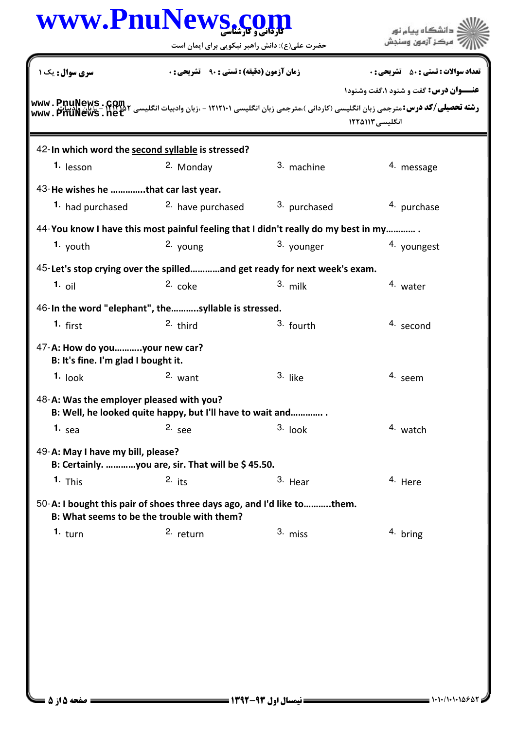سری سوال: یک ۱

زمان آزمون (دقیقه) : تستی : ۹۰ تشریحی : ۰

تعداد سوالات : تستی : ۵۰ تشریحی : ۰

**عنـــوان درس:** گفت و شنود ۱،گفت وشنود۱

**رشته تحصیلی/کد درس:** مترجمی زبان انگلیسی (کاردانی )،مترجمی زبان انگلیسی ۱۲۱۲۱۰۱ - ،زبان وادبیات انگلیسی ۱۲۱۲۱۵۲ - ،زبان وادبیات انگلیسی ۱۲۲۵۱۱۳

42-**In which word the <u>second syllable</u> is stressed?**

1. lesson
2. Monday
3. machine
4. message

43-**He wishes he ………….that car last year.**

1. had purchased
2. have purchased
3. purchased
4. purchase

44-**You know I have this most painful feeling that I didn't really do my best in my………… .**

1. youth
2. young
3. younger
4. youngest

45-**Let's stop crying over the spilled…………and get ready for next week's exam.**

1. oil
2. coke
3. milk
4. water

46-**In the word "elephant", the………..syllable is stressed.**

1. first
2. third
3. fourth
4. second

47-**A: How do you………..your new car?**
**B: It's fine. I'm glad I bought it.**

1. look
2. want
3. like
4. seem

48-**A: Was the employer pleased with you?**
**B: Well, he looked quite happy, but I'll have to wait and…………. .**

1. sea
2. see
3. look
4. watch

49-**A: May I have my bill, please?**
**B: Certainly. …………you are, sir. That will be $ 45.50.**

1. This
2. its
3. Hear
4. Here

50-**A: I bought this pair of shoes three days ago, and I'd like to………..them.**
**B: What seems to be the trouble with them?**

1. turn
2. return
3. miss
4. bring